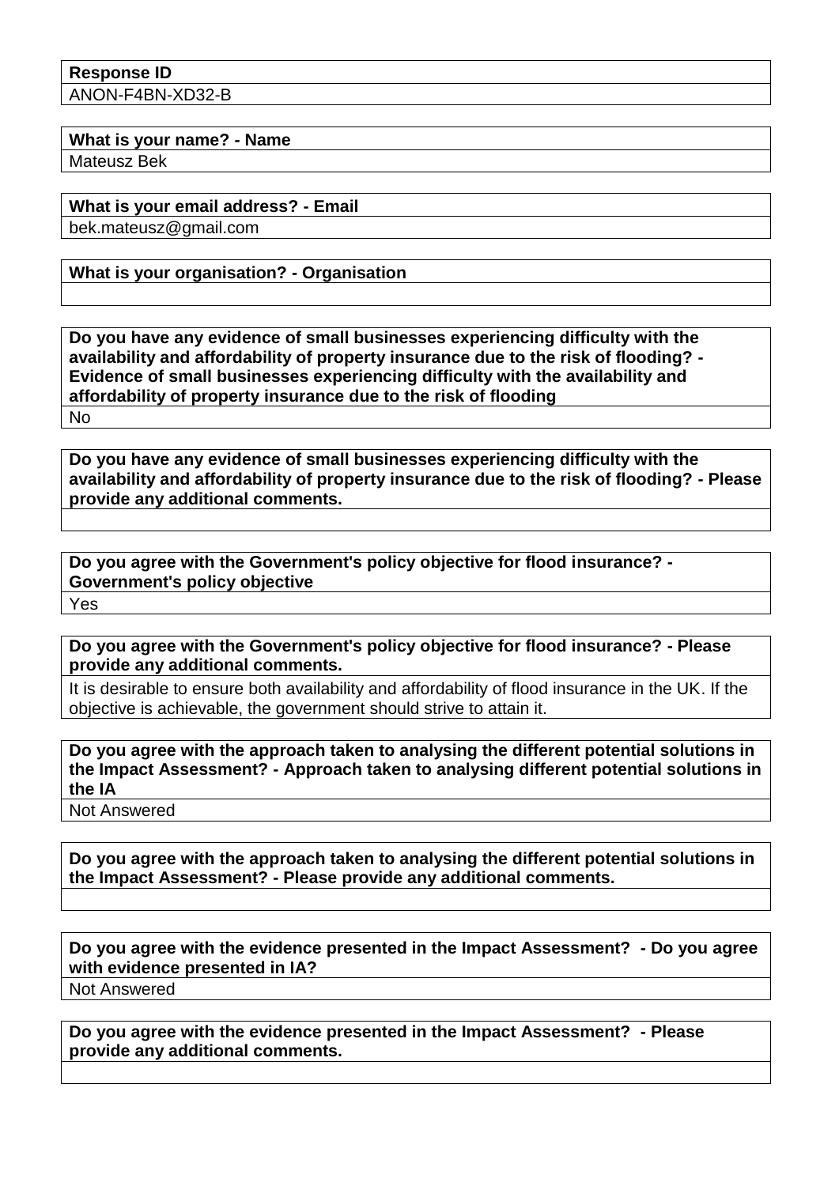| **Response ID** |
| --- |
| ANON-F4BN-XD32-B |

| **What is your name? - Name** |
| --- |
| Mateusz Bek |

| **What is your email address? - Email** |
| --- |
| bek.mateusz@gmail.com |

| **What is your organisation? - Organisation** |
| --- |
| |

| **Do you have any evidence of small businesses experiencing difficulty with the availability and affordability of property insurance due to the risk of flooding? - Evidence of small businesses experiencing difficulty with the availability and affordability of property insurance due to the risk of flooding** |
| --- |
| No |

| **Do you have any evidence of small businesses experiencing difficulty with the availability and affordability of property insurance due to the risk of flooding? - Please provide any additional comments.** |
| --- |
| |

| **Do you agree with the Government's policy objective for flood insurance? - Government's policy objective** |
| --- |
| Yes |

| **Do you agree with the Government's policy objective for flood insurance? - Please provide any additional comments.** |
| --- |
| It is desirable to ensure both availability and affordability of flood insurance in the UK. If the objective is achievable, the government should strive to attain it. |

| **Do you agree with the approach taken to analysing the different potential solutions in the Impact Assessment? - Approach taken to analysing different potential solutions in the IA** |
| --- |
| Not Answered |

| **Do you agree with the approach taken to analysing the different potential solutions in the Impact Assessment? - Please provide any additional comments.** |
| --- |
| |

| **Do you agree with the evidence presented in the Impact Assessment? - Do you agree with evidence presented in IA?** |
| --- |
| Not Answered |

| **Do you agree with the evidence presented in the Impact Assessment? - Please provide any additional comments.** |
| --- |
| |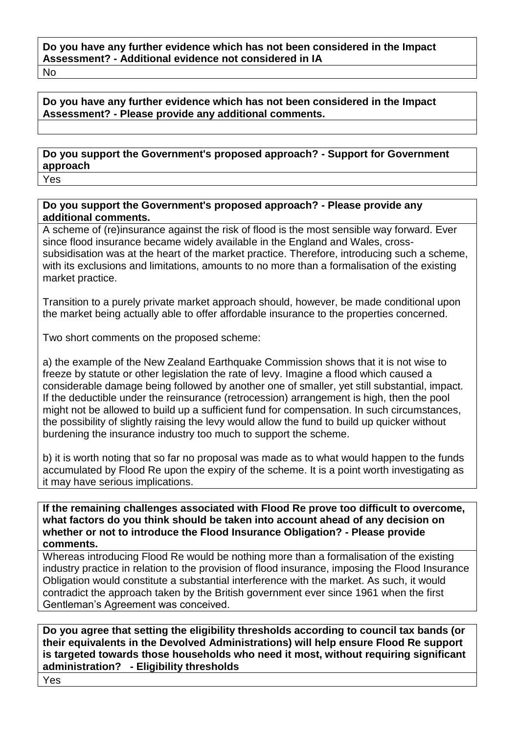**Do you have any further evidence which has not been considered in the Impact Assessment? - Additional evidence not considered in IA**

No

**Do you have any further evidence which has not been considered in the Impact Assessment? - Please provide any additional comments.**

**Do you support the Government's proposed approach? - Support for Government approach**

Yes

**Do you support the Government's proposed approach? - Please provide any additional comments.**

A scheme of (re)insurance against the risk of flood is the most sensible way forward. Ever since flood insurance became widely available in the England and Wales, cross-subsidisation was at the heart of the market practice. Therefore, introducing such a scheme, with its exclusions and limitations, amounts to no more than a formalisation of the existing market practice.

Transition to a purely private market approach should, however, be made conditional upon the market being actually able to offer affordable insurance to the properties concerned.

Two short comments on the proposed scheme:

a) the example of the New Zealand Earthquake Commission shows that it is not wise to freeze by statute or other legislation the rate of levy. Imagine a flood which caused a considerable damage being followed by another one of smaller, yet still substantial, impact. If the deductible under the reinsurance (retrocession) arrangement is high, then the pool might not be allowed to build up a sufficient fund for compensation. In such circumstances, the possibility of slightly raising the levy would allow the fund to build up quicker without burdening the insurance industry too much to support the scheme.

b) it is worth noting that so far no proposal was made as to what would happen to the funds accumulated by Flood Re upon the expiry of the scheme. It is a point worth investigating as it may have serious implications.

**If the remaining challenges associated with Flood Re prove too difficult to overcome, what factors do you think should be taken into account ahead of any decision on whether or not to introduce the Flood Insurance Obligation? - Please provide comments.**

Whereas introducing Flood Re would be nothing more than a formalisation of the existing industry practice in relation to the provision of flood insurance, imposing the Flood Insurance Obligation would constitute a substantial interference with the market. As such, it would contradict the approach taken by the British government ever since 1961 when the first Gentleman's Agreement was conceived.

**Do you agree that setting the eligibility thresholds according to council tax bands (or their equivalents in the Devolved Administrations) will help ensure Flood Re support is targeted towards those households who need it most, without requiring significant administration? - Eligibility thresholds**

Yes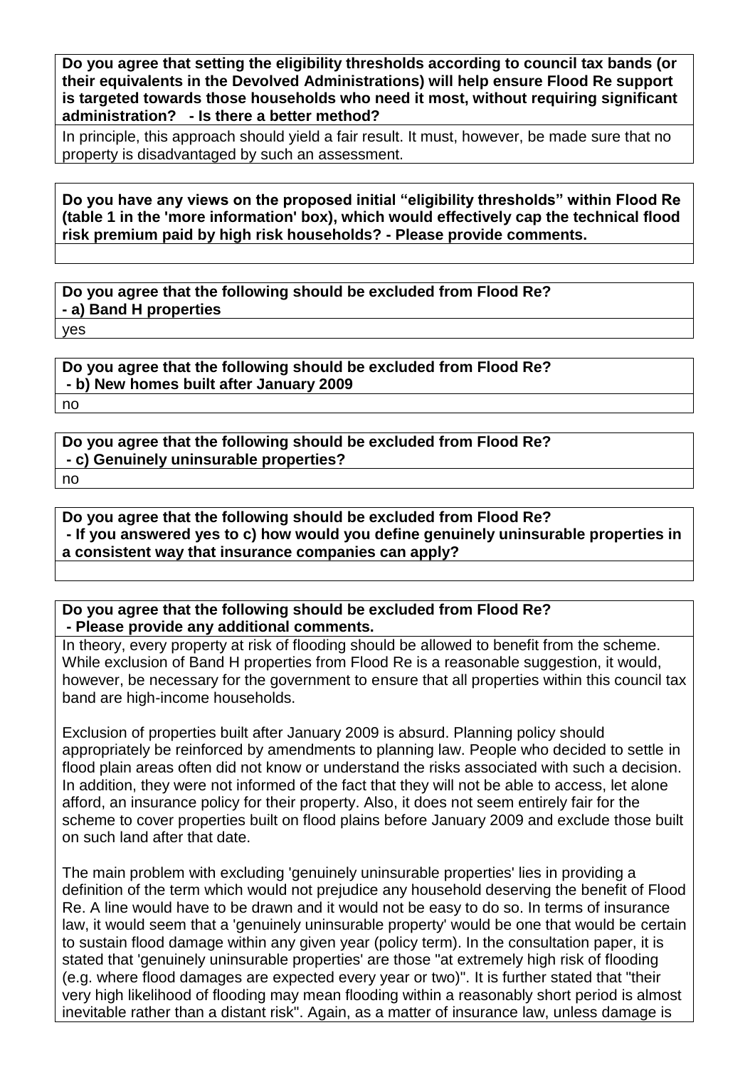**Do you agree that setting the eligibility thresholds according to council tax bands (or their equivalents in the Devolved Administrations) will help ensure Flood Re support is targeted towards those households who need it most, without requiring significant administration? - Is there a better method?**

In principle, this approach should yield a fair result. It must, however, be made sure that no property is disadvantaged by such an assessment.

**Do you have any views on the proposed initial "eligibility thresholds" within Flood Re (table 1 in the 'more information' box), which would effectively cap the technical flood risk premium paid by high risk households? - Please provide comments.**

**Do you agree that the following should be excluded from Flood Re? - a) Band H properties**

yes

**Do you agree that the following should be excluded from Flood Re? - b) New homes built after January 2009**

no

**Do you agree that the following should be excluded from Flood Re? - c) Genuinely uninsurable properties?**

no

**Do you agree that the following should be excluded from Flood Re? - If you answered yes to c) how would you define genuinely uninsurable properties in a consistent way that insurance companies can apply?**

**Do you agree that the following should be excluded from Flood Re? - Please provide any additional comments.**

In theory, every property at risk of flooding should be allowed to benefit from the scheme. While exclusion of Band H properties from Flood Re is a reasonable suggestion, it would, however, be necessary for the government to ensure that all properties within this council tax band are high-income households.

Exclusion of properties built after January 2009 is absurd. Planning policy should appropriately be reinforced by amendments to planning law. People who decided to settle in flood plain areas often did not know or understand the risks associated with such a decision. In addition, they were not informed of the fact that they will not be able to access, let alone afford, an insurance policy for their property. Also, it does not seem entirely fair for the scheme to cover properties built on flood plains before January 2009 and exclude those built on such land after that date.

The main problem with excluding 'genuinely uninsurable properties' lies in providing a definition of the term which would not prejudice any household deserving the benefit of Flood Re. A line would have to be drawn and it would not be easy to do so. In terms of insurance law, it would seem that a 'genuinely uninsurable property' would be one that would be certain to sustain flood damage within any given year (policy term). In the consultation paper, it is stated that 'genuinely uninsurable properties' are those "at extremely high risk of flooding (e.g. where flood damages are expected every year or two)". It is further stated that "their very high likelihood of flooding may mean flooding within a reasonably short period is almost inevitable rather than a distant risk". Again, as a matter of insurance law, unless damage is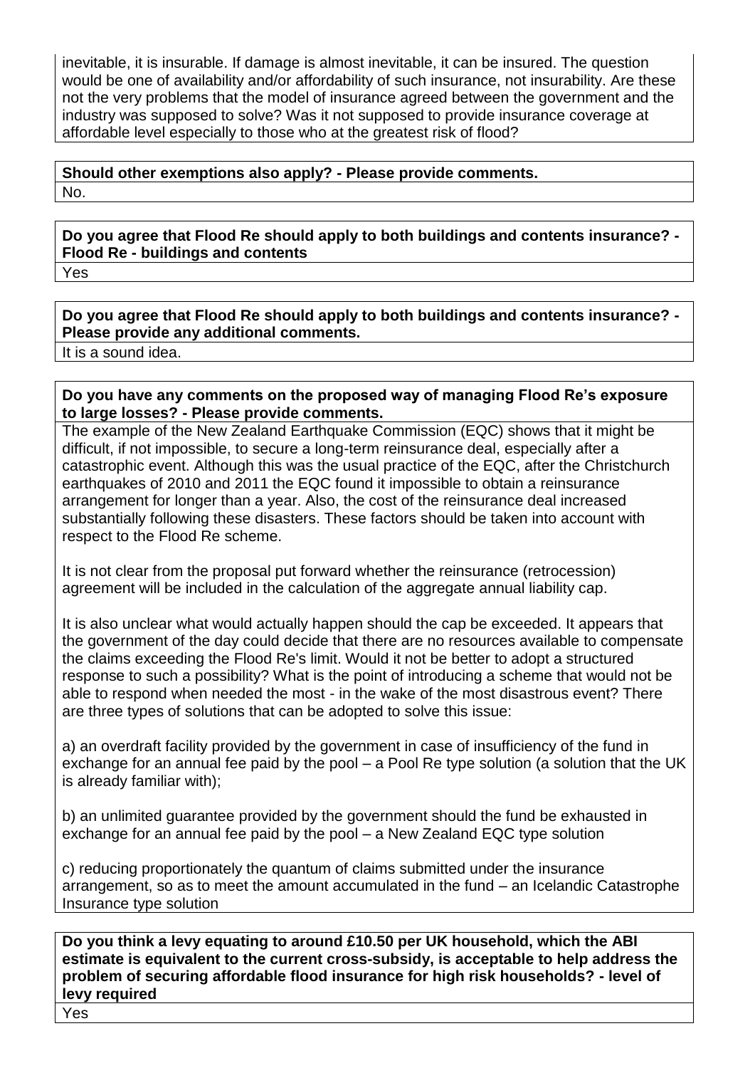inevitable, it is insurable. If damage is almost inevitable, it can be insured. The question would be one of availability and/or affordability of such insurance, not insurability. Are these not the very problems that the model of insurance agreed between the government and the industry was supposed to solve? Was it not supposed to provide insurance coverage at affordable level especially to those who at the greatest risk of flood?

**Should other exemptions also apply? - Please provide comments.**

No.

**Do you agree that Flood Re should apply to both buildings and contents insurance? - Flood Re - buildings and contents**

Yes

**Do you agree that Flood Re should apply to both buildings and contents insurance? - Please provide any additional comments.**

It is a sound idea.

**Do you have any comments on the proposed way of managing Flood Re's exposure to large losses? - Please provide comments.**

The example of the New Zealand Earthquake Commission (EQC) shows that it might be difficult, if not impossible, to secure a long-term reinsurance deal, especially after a catastrophic event. Although this was the usual practice of the EQC, after the Christchurch earthquakes of 2010 and 2011 the EQC found it impossible to obtain a reinsurance arrangement for longer than a year. Also, the cost of the reinsurance deal increased substantially following these disasters. These factors should be taken into account with respect to the Flood Re scheme.

It is not clear from the proposal put forward whether the reinsurance (retrocession) agreement will be included in the calculation of the aggregate annual liability cap.

It is also unclear what would actually happen should the cap be exceeded. It appears that the government of the day could decide that there are no resources available to compensate the claims exceeding the Flood Re's limit. Would it not be better to adopt a structured response to such a possibility? What is the point of introducing a scheme that would not be able to respond when needed the most - in the wake of the most disastrous event? There are three types of solutions that can be adopted to solve this issue:

a) an overdraft facility provided by the government in case of insufficiency of the fund in exchange for an annual fee paid by the pool – a Pool Re type solution (a solution that the UK is already familiar with);

b) an unlimited guarantee provided by the government should the fund be exhausted in exchange for an annual fee paid by the pool – a New Zealand EQC type solution

c) reducing proportionately the quantum of claims submitted under the insurance arrangement, so as to meet the amount accumulated in the fund – an Icelandic Catastrophe Insurance type solution

**Do you think a levy equating to around £10.50 per UK household, which the ABI estimate is equivalent to the current cross-subsidy, is acceptable to help address the problem of securing affordable flood insurance for high risk households? - level of levy required**

Yes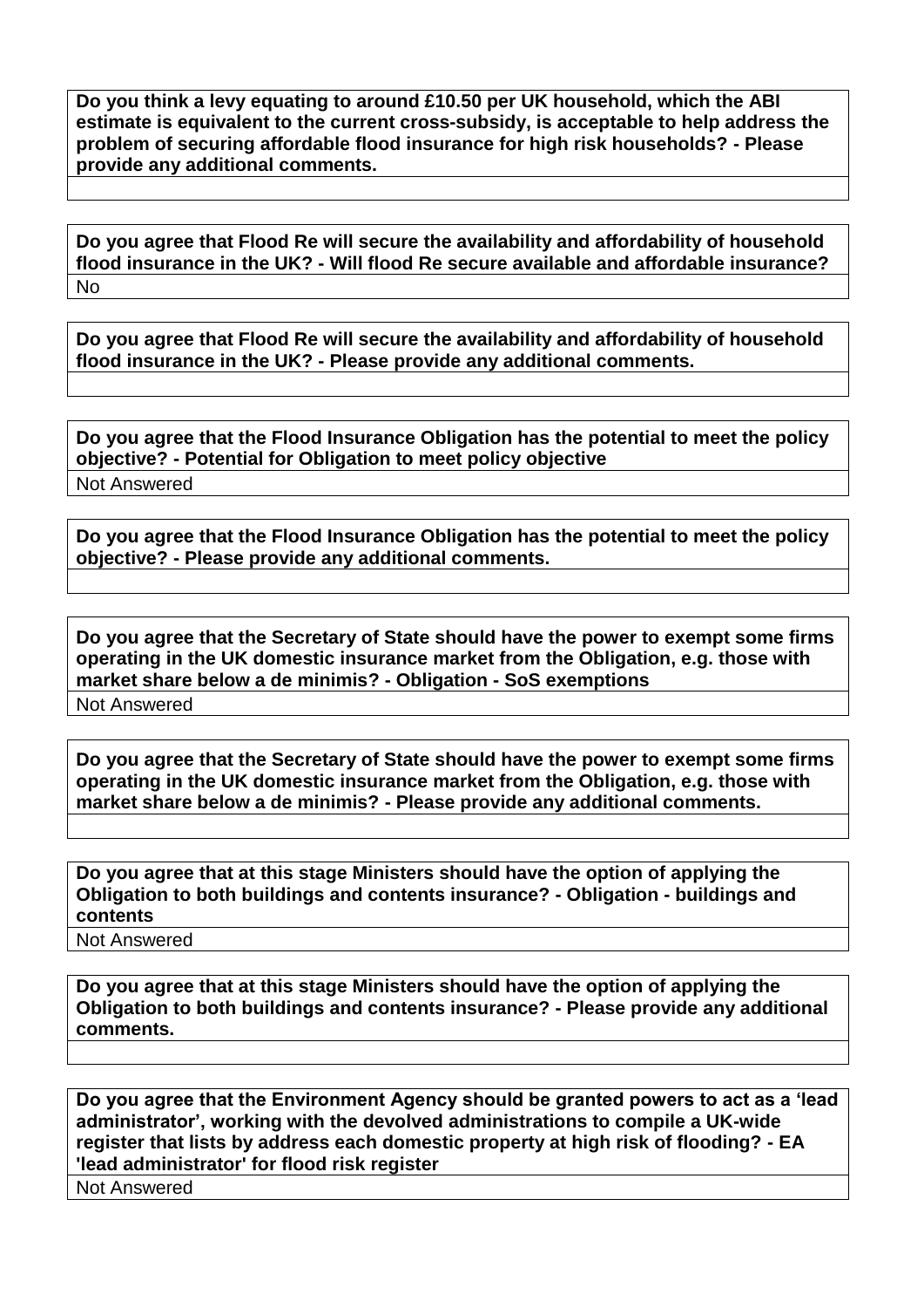| Do you think a levy equating to around £10.50 per UK household, which the ABI estimate is equivalent to the current cross-subsidy, is acceptable to help address the problem of securing affordable flood insurance for high risk households? - Please provide any additional comments. |
| --- |
| |

| Do you agree that Flood Re will secure the availability and affordability of household flood insurance in the UK? - Will flood Re secure available and affordable insurance? |
| --- |
| No |

| Do you agree that Flood Re will secure the availability and affordability of household flood insurance in the UK? - Please provide any additional comments. |
| --- |
| |

| Do you agree that the Flood Insurance Obligation has the potential to meet the policy objective? - Potential for Obligation to meet policy objective |
| --- |
| Not Answered |

| Do you agree that the Flood Insurance Obligation has the potential to meet the policy objective? - Please provide any additional comments. |
| --- |
| |

| Do you agree that the Secretary of State should have the power to exempt some firms operating in the UK domestic insurance market from the Obligation, e.g. those with market share below a de minimis? - Obligation - SoS exemptions |
| --- |
| Not Answered |

| Do you agree that the Secretary of State should have the power to exempt some firms operating in the UK domestic insurance market from the Obligation, e.g. those with market share below a de minimis? - Please provide any additional comments. |
| --- |
| |

| Do you agree that at this stage Ministers should have the option of applying the Obligation to both buildings and contents insurance? - Obligation - buildings and contents |
| --- |
| Not Answered |

| Do you agree that at this stage Ministers should have the option of applying the Obligation to both buildings and contents insurance? - Please provide any additional comments. |
| --- |
| |

| Do you agree that the Environment Agency should be granted powers to act as a 'lead administrator', working with the devolved administrations to compile a UK-wide register that lists by address each domestic property at high risk of flooding? - EA 'lead administrator' for flood risk register |
| --- |
| Not Answered |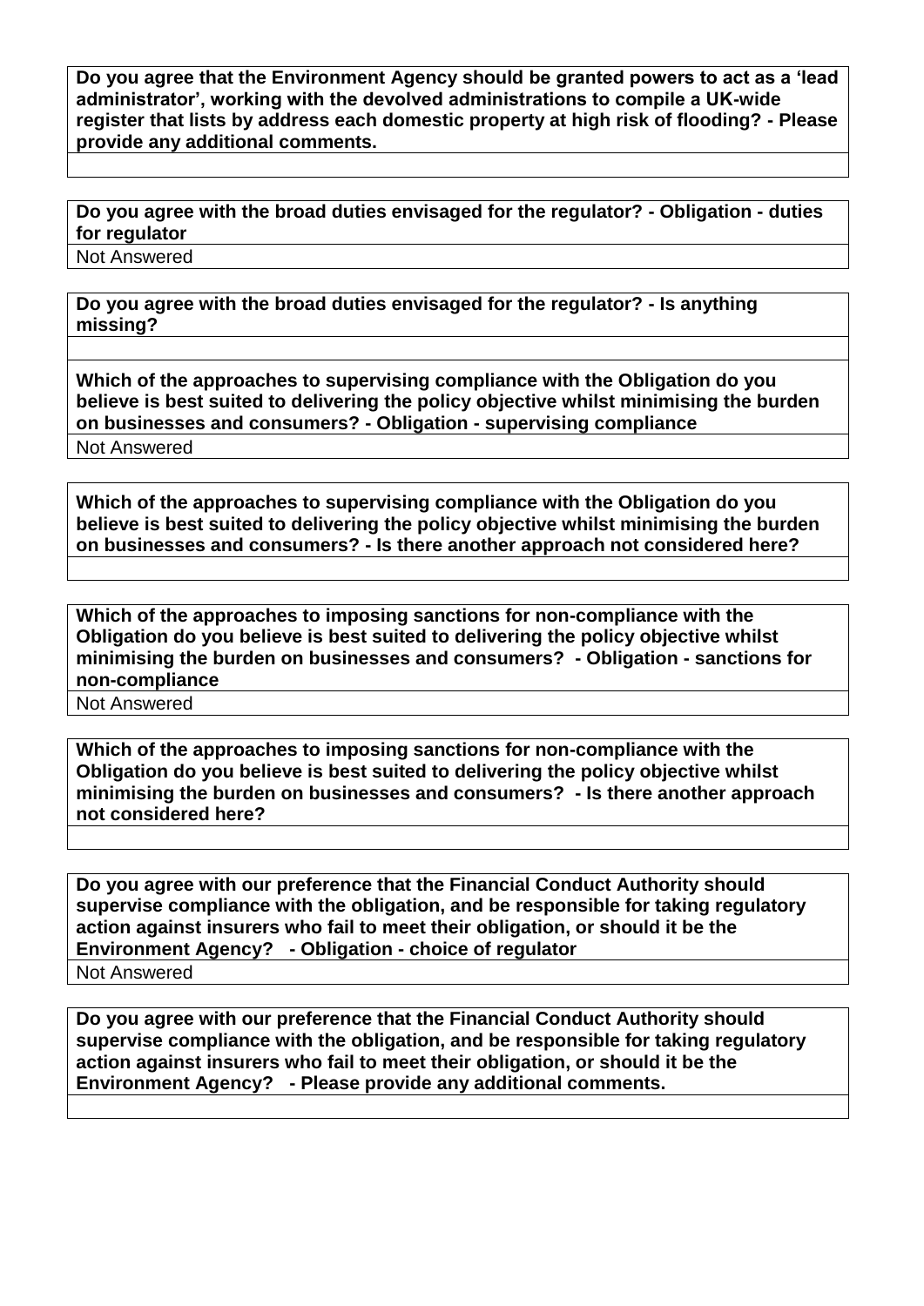| Do you agree that the Environment Agency should be granted powers to act as a 'lead administrator', working with the devolved administrations to compile a UK-wide register that lists by address each domestic property at high risk of flooding? - Please provide any additional comments. |
| --- |
| |

| Do you agree with the broad duties envisaged for the regulator? - Obligation - duties for regulator |
| --- |
| Not Answered |

| Do you agree with the broad duties envisaged for the regulator? - Is anything missing? |
| --- |
| |

| Which of the approaches to supervising compliance with the Obligation do you believe is best suited to delivering the policy objective whilst minimising the burden on businesses and consumers? - Obligation - supervising compliance |
| --- |
| Not Answered |

| Which of the approaches to supervising compliance with the Obligation do you believe is best suited to delivering the policy objective whilst minimising the burden on businesses and consumers? - Is there another approach not considered here? |
| --- |
| |

| Which of the approaches to imposing sanctions for non-compliance with the Obligation do you believe is best suited to delivering the policy objective whilst minimising the burden on businesses and consumers? - Obligation - sanctions for non-compliance |
| --- |
| Not Answered |

| Which of the approaches to imposing sanctions for non-compliance with the Obligation do you believe is best suited to delivering the policy objective whilst minimising the burden on businesses and consumers? - Is there another approach not considered here? |
| --- |
| |

| Do you agree with our preference that the Financial Conduct Authority should supervise compliance with the obligation, and be responsible for taking regulatory action against insurers who fail to meet their obligation, or should it be the Environment Agency? - Obligation - choice of regulator |
| --- |
| Not Answered |

| Do you agree with our preference that the Financial Conduct Authority should supervise compliance with the obligation, and be responsible for taking regulatory action against insurers who fail to meet their obligation, or should it be the Environment Agency? - Please provide any additional comments. |
| --- |
| |